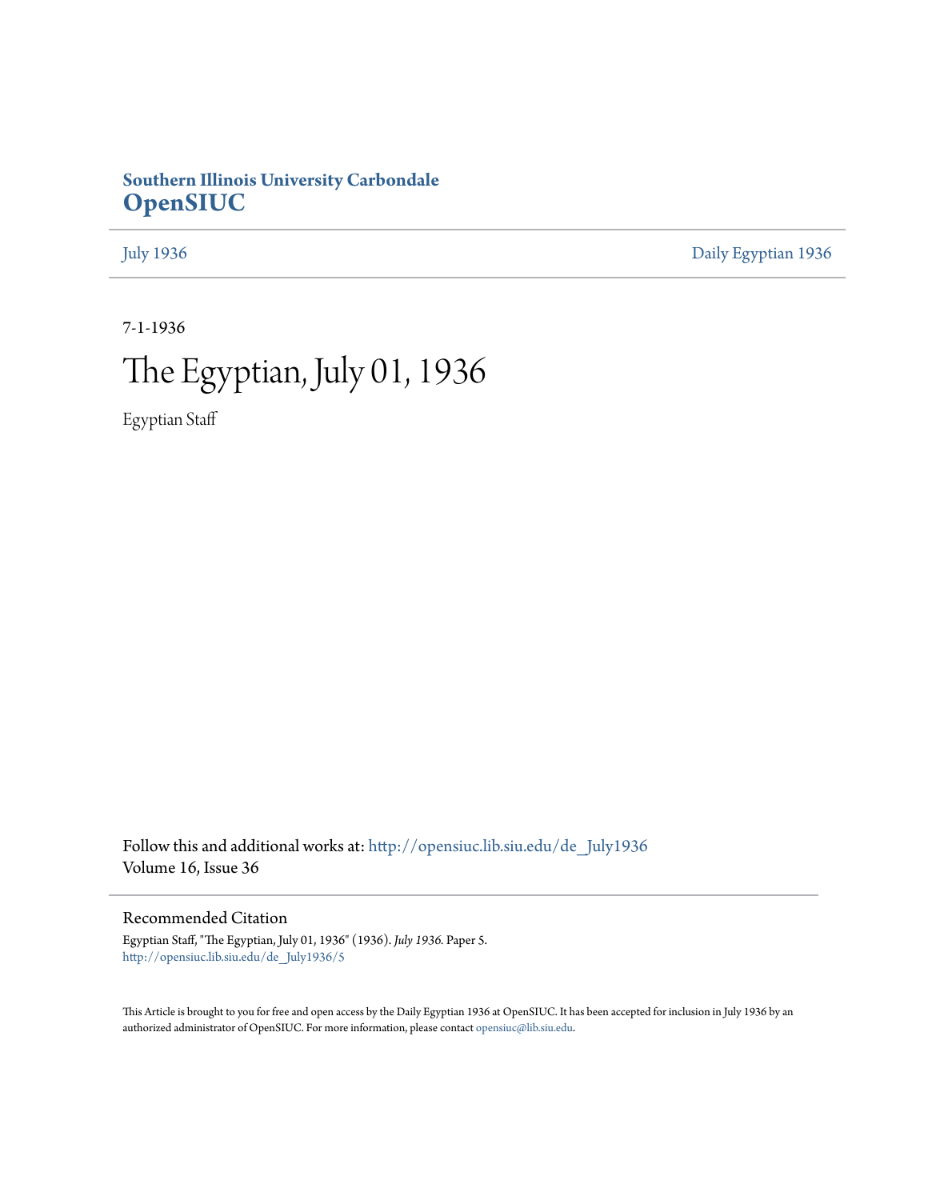**Southern Illinois University Carbondale**
**OpenSIUC**

July 1936 | Daily Egyptian 1936

7-1-1936

# The Egyptian, July 01, 1936

Egyptian Staff

Follow this and additional works at: http://opensiuc.lib.siu.edu/de_July1936
Volume 16, Issue 36

## Recommended Citation

Egyptian Staff, "The Egyptian, July 01, 1936" (1936). *July 1936.* Paper 5.
http://opensiuc.lib.siu.edu/de_July1936/5

This Article is brought to you for free and open access by the Daily Egyptian 1936 at OpenSIUC. It has been accepted for inclusion in July 1936 by an authorized administrator of OpenSIUC. For more information, please contact opensiuc@lib.siu.edu.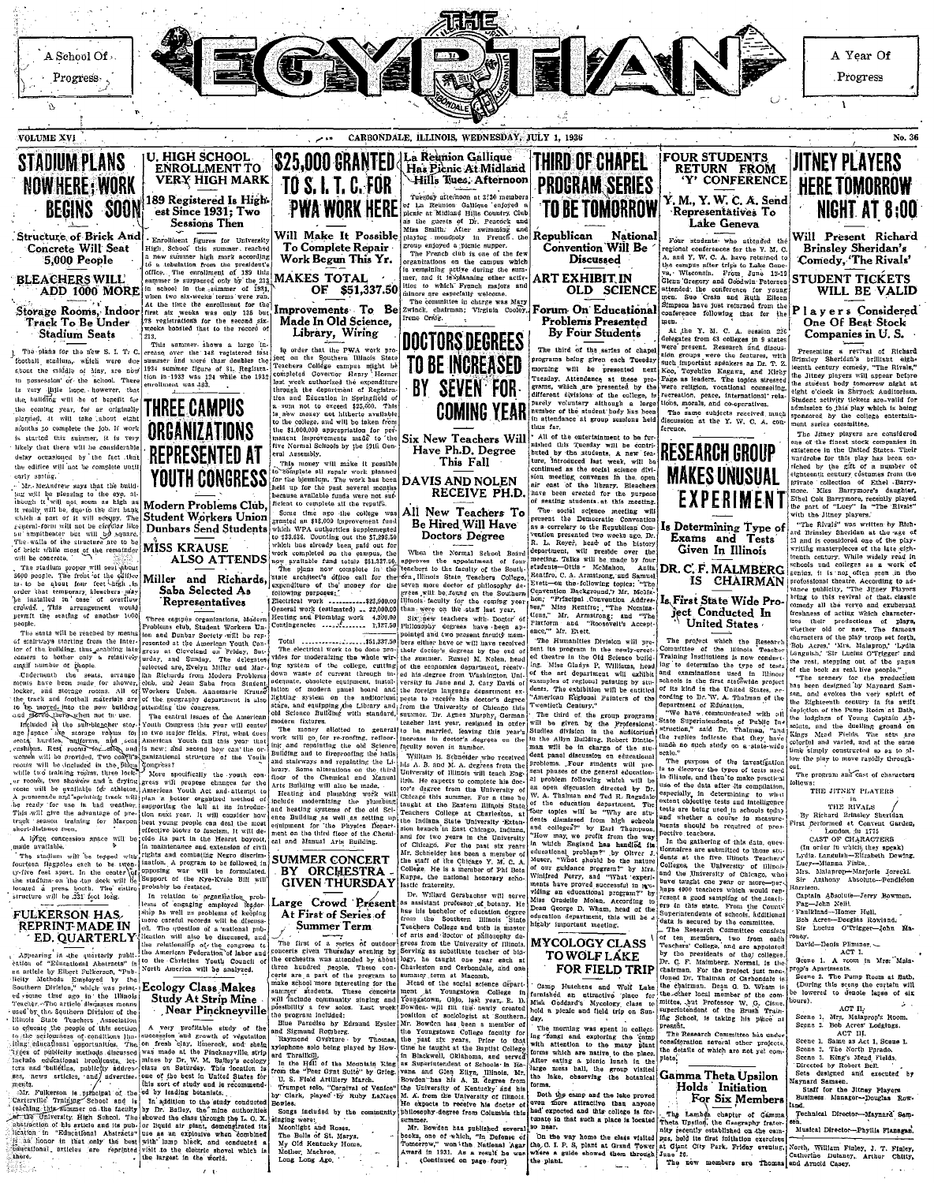# THE EGYPTIAN

A School Of Progress

A Year Of Progress

VOLUME XVI — CARBONDALE, ILLINOIS, WEDNESDAY, JULY 1, 1936 — No. 36

## STADIUM PLANS NOW HERE; WORK BEGINS SOON

### Structure of Brick And Concrete Will Seat 5,000 People

### BLEACHERS WILL ADD 1000 MORE

### Storage Rooms, Indoor Track To Be Under Stadium Seats

The plans for the new S. I. T. C. football stadium, which were due about the middle of May, are now in possession of the school. There is very little hope, however, that the building will be of benefit for the coming year, for as originally planned, it will take about eight months to complete the job. If work is started this summer, it is very likely that there will be considerable delay occasioned by the fact that the edifice will not be complete until early spring.

Mr. McAndrew says that the building will be pleasing to the eye, although it will not seem as high as it really will be, due to the dirt bank which a part of it will occupy. The general form will not be circular like the ampitheater but will be square. The walls of the structure are to be of brick while most of the remainder will be concrete.

The stadium proper will seat about 5000 people. The front of the edifice is to be about four feet high. In order that temporary bleachers may be installed in case of overflow crowds. This arrangement would permit the seating of another 1000 people.

The seats will be reached by means of stairways starting from the interior of the building thus enabling late comers to bother only a relatively small number of people.

Underneath the seats, arrangements have been made for shower, locker, and storage rooms. All of the track and football materials are to be moved into the new building and stored there when not in use.

Included in the sub-bleacher storage space are storage rooms for seats, hurdles, uniforms, and seat cushions. Rest rooms for men and women will be provided. Two coach's rooms will be included in the plans while two training rooms, three lockers or rooms, two showers and a drying room will be available for athletes. A promenade and sprinting track will be ready for use in bad weather. This will give the advantage of pre-track season training for Maroon short-distance men.

A large concession space will be made available.

The stadium will be topped with fourteen flagpoles each to be twenty-five feet apart. In the center of the stadium on the top deck will be located a press booth. The entire structure will be 231 feet long.

## FULKERSON HAS REPRINT MADE IN ED. QUARTERLY

Appearing in the quarterly publication of "Educational Abstracts" is an article by Elbert Fulkerson, "Publicity Methods Employed by the Southern Division," which was printed some time ago in the Illinois Teacher. The article discusses methods used by the Southern Division of the Illinois State Teachers Association to educate the people of this section to the seriousness of conditions limiting educational opportunities. The types of publicity methods discussed include educational broadcasts, letters and bulletins, publicity addresses, news articles, and advertisements.

Mr. Fulkerson is principal of the Carterville Training School and is teaching this summer on the faculty of the University High School. The abstraction of his article and its publication in "Educational Abstracts" is an honor in that only the best educational articles are reprinted there.

## U. HIGH SCHOOL ENROLLMENT TO VERY HIGH MARK

### 189 Registered Is Highest Since 1931; Two Sessions Then

Enrollment figures for University High School this summer reached a new summer high mark according to a tabulation from the president's office. The enrollment of 189 this summer is surpassed only by the 213 in school in the summer of 1931, when two six-weeks terms were run. At that time the enrollment for the first six weeks was only 135 but 78 registrations for the second six-weeks boosted that to the record of 213.

This summer shows a large increase over the 148 registered last summer and more than doubles the 1934 summer figure of 81. Registration in 1933 was 124 while the 1932 enrollment was 183.

## THREE CAMPUS ORGANIZATIONS REPRESENTED AT YOUTH CONGRESS

### Modern Problems Club, Student Workers Union Dunbars Send Students

## MISS KRAUSE ALSO ATTENDS

### Miller and Richards, Saba Selected As Representatives

Three campus organizations, Modern Problems club, Student Workers Union and Dunbar Society will be represented at the American Youth Congress at Cleveland on Friday, Saturday, and Sunday. The delegates selected are, Evelyn Miller and Marian Richards from Modern Problems club, and Jean Saba from Student Workers Union. Annemarie Krause of the geography department is also attending the congress.

The central issues of the American Youth Congress this year will center in two major fields. First, what does American Youth fail this year that is new, and second how can the organizational structure of the Youth Congress?

More specifically the youth congress will propose changes for the American Youth Act and attempt to plan a better organized method of supporting the bill at the introduction next year. It will consider how best young people can deal the most effective blows to fascism. It will decide its part in the Hearst boycott, in maintenance and extension of civil rights and combatting Negro discrimination. A program to be followed in opposing war will be formulated. Support of the Nye-Kvale Bill will probably be restated.

In relation to organization problems of engaging employed leadership as well as problems of keeping more careful records will be discussed. The question of a national publication will also be discussed, and the relationship of the congress to the American Federation of labor and to the Christian Youth Council of North America will be analyzed.

## Ecology Class Makes Study At Strip Mine Near Pinckneyville

A very profitable study of the succession and growth of vegetation on fresh clay, limerock, and shale was made at the Pinckneyville strip mines by Dr. W. M. Bailey's ecology class on Saturday. This location is one of the best in United States for this sort of study and is recommended by leading botanists.

In addition to the study conducted by Dr. Bailey, the mine authorities showed the class through the L. O. X. or liquid air plant, demonstrated its use as an explosive when combined with lamp black, and conducted a visit to the electric shovel which is the largest in the world.

## $25,000 GRANTED TO S. I. T. C. FOR PWA WORK HERE

### Will Make It Possible To Complete Repair Work Begun This Yr.

### MAKES TOTAL OF $51,337.50

### Improvements To Be Made In Old Science, Library, Wiring

In order that the PWA work project on the Southern Illinois State Teachers College campus might be completed Governor Henry Horner last week authorized the expenditure through the department of Registration and Education in Springfield of a sum not to exceed $25,000. This is new money not hitherto available to the college, and will be taken from the $1,000,000 appropriation for permanent improvements made to the five Normal Schools by the 59th General Assembly.

This money will make it possible to complete all repair work planned for the biennium. The work has been held up for the past several months because available funds were not sufficient to complete all the repairs.

Some time ago the college was granted an $18,000 improvement fund which WPA authorities supplemented to $33,436. Counting out the $7,298.50 which has already been paid out for work completed on the campus, the now available fund totals $51,337.50.

The plans now complete in the state architect's office call for the expenditure of the money for the following purposes:

| | |
|---|---|
| Electrical work | $25,000.00 |
| General work (estimated) | 22,000.00 |
| Heating and Plumbing work | 4,210.00 |
| Contingencies | 1,127.50 |
| Total | $51,337.50 |

The electrical work to be done provides for modernizing the whole wiring system of the college, cutting down waste of current through inadequate, obsolete equipment, installation of modern panel board and lighting system on the auditorium stage, and equipping the Library and Old Science Building with standard, modern fixtures.

The money allotted to general work will go for re-roofing, refloosing and repainting the old Science Building and to fireproofing the halls and stairways and repainting the Library. Some alterations on the third floor of the Chemical and Manual Arts Building will also be made.

Heating and plumbing work will include modernizing the plumbing and heating systems of the old Science Building as well as setting up equipment for the Physics Department on the third floor of the Chemical and Manual Arts Building.

## SUMMER CONCERT BY ORCHESTRA GIVEN THURSDAY

### Large Crowd Present At First of Series of Summer Term

The first of a series of outdoor concerts given Thursday evening by the orchestra was attended by about three hundred people. These concerts are a part of the program to make school more interesting for the summer students. These concerts will include community singing and possibility a few solos. Last week the program included:

Blue Paradise by Edmund Eysler and Sigmund Romberg.

Raymond Overture by Thomas, xylophone solo being played by Howard Thrailkill.

In the Hall of the Mountain King from the "Peer Gynt Suite" by Grieg.

U. S. Field Artillery March.

Trumpet solo, "Carnival of Venice" by Clark, played by Ruby LaNace Bowles.

Songs included by the community singing were:

Moonlight and Roses.
The Bells of St. Marys.
My Old Kentucky Home.
Mother Machree.
Long Long Ago.

## La Reunion Gallique Has Picnic At Midland Hills Tues. Afternoon

Tuesday afternoon at 2:30 members of La Reunion Gallique enjoyed a picnic at Midland Hills Country Club as the guests of Dr. Peacock and Miss Smith. After swimming and playing monopoly in French, the group enjoyed a picnic supper.

The French club is one of the few organizations on the campus which is remaining active during the summer, and it is planning other activities to which French majors and minors are especially welcome.

The committee in charge was Mary Zwick, chairman; Virginia Cooley, Irene Craig.

## DOCTORS DEGREES TO BE INCREASED BY SEVEN FOR COMING YEAR

### Six New Teachers Will Have Ph.D. Degree This Fall

### DAVIS AND NOLEN RECEIVE PH.D.

### All New Teachers To Be Hired Will Have Doctors Degree

When the Normal School Board approves the appointment of four teachers to the faculty of the Southern Illinois State Teachers College, seven more doctor of philosophy degrees will be found on the Southern Illinois faculty for the coming year than were on the staff last year.

Six new teachers with Doctor of Philosophy degrees have been appointed and two present faculty members either have or will have received their doctor's degrees by the end of the summer. Russel M. Nolen, head of the economics department, received his degree from Washington University in June and J. Cary Davis of the foreign language department expects to receive his doctor's degree from the University of Chicago this summer. Dr. Agnes Murphy, German teacher last year, resigned in order to be married, leaving this year's increase in doctor's degrees on the faculty seven in number.

William B. Schneider who received his A. B. and M. A. degrees from the University of Illinois will teach English. He expects to complete his doctor's degree from the University of Chicago this summer. For a time he taught at the Eastern Illinois State Teachers College at Charleston, at the Indiana State University Extension branch in East Chicago, Indiana, and for two years at the University of Chicago. For the past six years Mr. Schneider has been a member of the staff of the Chicago Y. M. C. A. College. He is a member of Phi Beta Kappa, the national honorary scholastic fraternity.

Dr. Willard Gersbacher will serve as assistant professor of botany. He has his bachelor of education degree from the Southern Illinois State Teachers College and both is master of arts and doctor of philosophy degrees from the University of Illinois. Serving as substitute teacher of biology, he taught one year each at Charleston and Carbondale, and one summer term at Macomb.

Head of the social science department at Youngstown College in Youngstown, Ohio, last year, E. D. Bowden will fill the newly created position of sociologist at Southern. Mr. Bowden has been a member of the Youngstown College faculty for the past six years. Prior to that time he taught at the Baptist College in Blackwell, Oklahoma, and served as Superintendent of Schools in Havana and Glen Elyn, Illinois. Mr. Bowden has his A. B. degree from the University of Kentucky and his M. A. from the University of Illinois. He expects to receive his doctor of philosophy degree from Columbia this summer.

Mr. Bowden has published several books, one of which, "In Defense of Tomorrow," won the National Ages Award in 1931. As a result he was

(Continued on page four)

## THIRD OF CHAPEL PROGRAM SERIES TO BE TOMORROW

### Republican National Convention Will Be Discussed

### ART EXHIBIT IN OLD SCIENCE

### Forum On Educational Problems Presented By Four Students

The third of the series of chapel programs being given each Tuesday morning will be presented next Tuesday. Attendance at these programs, which are presented by the different divisions of the college, is purely voluntary although a large number of the student body has been in attendance at group sessions held thus far.

All of the entertainment to be furnished this Tuesday will be contributed by the students. A new feature, introduced last week, will be continued as the social science division meeting convenes in the open air east of the library. Bleachers have been erected for the purpose of seating students at this meeting.

The social science meeting will present the Democratic Convention as a corollary to the Republican Convention presented two weeks ago. Dr. R. L. Beyer, head of the history department, will preside over the meeting. Talks will be made by four students—Otis McMahon, Anita Renfro, C. A. Armstrong, and Samuel Etett—on the following topics: "The Convention Background," Mr. McMahon; "Principal Convention Addresses," Miss Renfro; "The Nominations," Mr. Armstrong; and "The Platform and "Roosevelt's Acceptance," Mr. Etett.

The Humanities Division will present its program in the newly-erected theatre in the Old Science building. Miss Gladys P. Williams, head of the art department will exhibit examples of regional painting by students. The exhibition will be entitled "American Regional Painters of the Twentieth Century."

The third of the group programs will be given by the Professional Studies division in the auditorium of the Allyn Building. Robert Dintleman will be in charge of the student panel discussion on educational problems. Four students will present phases of the general educational problem following which will be an open discussion directed by Dr. W. A. Thalman and Ted R. Ragsdale of the education department. The four topics will be "Why are students dismissed from high schools and colleges?" by Earl Thompson, "How may we profit from the way in which England has handled its educational problem?" by Oliver J. Nesor, "What should be the nature of our guidance program?" by Mrs. Winifred Perry, and "What experiments have proved successful in providing an educational program?" by Miss Oradelle Nolan. According to Dean George D. Wham, head of the education department, this will be a highly important meeting.

## MYCOLOGY CLASS TO WOLF LAKE FOR FIELD TRIP

Camp Hutchens and Wolf Lake furnished an attractive place for Miss Goddard's Mycology class to hold a picnic and field trip on Sunday.

The morning was spent in collecting fungi and exploring the camp with attention to the many plant forms which are native to the place. After eating a picnic lunch in the large mess hall, the group visited the lake, observing the botanical forms.

Both the camp and the lake proved even more attractive than anyone had expected and this college is fortunate in that such a place is located so near.

On the way home the class visited the C. I. P. S. plant at Grand Tower where a guide showed them through the plant.

## FOUR STUDENTS RETURN FROM 'Y' CONFERENCE

### Y. M., Y. W. C. A. Send Representatives To Lake Geneva

Four students who attended the regional conferences for the Y. M. C. A. and Y. W. C. A. have returned to the campus after trips to Lake Geneva, Wisconsin. From June 12-13 Glenn Gregory and Goodwin Petersen attended the conference for young men. Sue Crain and Ruth Eileen Simpson have just returned from the conference following that for the men.

At the Y. M. C. A. session 226 delegates from 63 colleges in 8 states were present. Research and discussion groups were the features, with such important speakers as Dr. T. Z. Koo, Toyohiko Kagawa, and Kirby Page as leaders. The topics stressed were religion, vocational counseling, recreation, peace, international relations, morals, and co-operatives.

The same subjects received much discussion at the Y. W. C. A. conference.

## RESEARCH GROUP MAKES UNUSUAL EXPERIMENT

### Is Determining Type of Exams and Tests Given In Illinois

### DR. C. F. MALMBERG IS CHAIRMAN

### Is First State Wide Project Conducted In United States

The project which the Research Committee of the Illinois Teachers Training Institutions is now conducting is to determine the type of tests and examinations used in Illinois schools is the first statewide project of its kind in the United States, according to Dr. W. A. Thalman of the department of Education.

"We have communicated with all State Superintendents of Public Instruction," said Dr. Thalman, "and the replies indicate that they have made no such study on a state-wide scale."

The purpose of the investigation is to discover the types of tests used in Illinois, and then to make practical use of the data after its compilation, especially in determining to what extent objective tests and intelligence tests are being used in schools today, and whether a course in measurements should be required of prospective teachers.

In the gathering of this data, questionnaires are submitted to those students at the five Illinois Teachers Colleges, the University of Illinois and the University of Chicago, who have taught one year or more—perhaps 4000 teachers which would represent a good sampling of the teachers in this state. From the County Superintendents of schools, additional data is secured by the committee.

The Research Committee consists of ten members, two from each Teachers' College, and are appointed by the presidents of the colleges. Dr. C. F. Malmberg, Normal, is the chairman. For the project just mentioned Dr. Thalman of Carbondale is the chairman. Dean G. D. Wham is the other local member of the committee, but Professor W. G. Cisne, superintendent of the Brush Training School, is taking his place at present.

The Research Committee has under consideration several other projects, the details of which are not yet complete.

## Gamma Theta Upsilon Holds Initiation For Six Members

The Lambda chapter of Gamma Theta Upsilon, the Geography fraternity recently established on the campus, held its first initiation exercises at Giant City Park, Friday evening, June 26.

The new members are Thomas North, William Finley, J. T. Finley, Catherine Delaney, Arthur Chitty, and Arnold Casey.

## JITNEY PLAYERS HERE TOMORROW NIGHT AT 8:00

### Will Present Richard Brinsley Sheridan's Comedy, 'The Rivals'

### STUDENT TICKETS WILL BE VALID

### Players Considered One Of Best Stock Companies in U. S.

Presenting a revival of Richard Brinsley Sheridan's brilliant eighteenth century comedy, "The Rivals," the Jitney players will appear before the student body tomorrow night at eight o'clock in Shryock Auditorium. Student activity tickets are valid for admission to this play which is being sponsored by the college entertainment series committee.

The Jitney players are considered one of the finest stock companies in existence in the United States. Their wardrobe for this play has been enriched by the gift of a number of eighteenth century costumes from the private collection of Ethel Barrymore. Miss Barrymore's daughter, Ethel Colt Barrymore, recently played the part of "Lucy" in "The Rivals" with the Jitney players.

"The Rivals" was written by Richard Brinsley Sheridan at the age of 23 and is considered one of the playwriting masterpieces of the late eighteenth century. While widely read in schools and colleges as a work of genius, it is not often seen in the professional theatre. According to advance publicity, "The Jitney Players bring to this revival of that classic comedy all the verve and exuberant freshness of acting which characterizes their productions of plays, whether old or new. The famous characters of the play troop set forth, Bob Acres, Mrs. Malaprop, Lydia Languish, Sir Lucius O'Trigger and the rest, stepping out of the pages of the book as real live people."

"The scenery for the production has been designed by Maynard Samson, and evokes the very spirit of the Eighteenth century in its swift depiction of the Pump Room at Bath, the lodgings of Young Captain Absolute, and the dueling ground on Kings Mead Fields. The sets are colorful and varied, and at the same time simply constructed so as to allow the play to move rapidly throughout."

The program and cast of characters follows:

THE JITNEY PLAYERS

in

THE RIVALS

By Richard Brinsley Sheridan

First performed at Convent Garden, London, in 1775

CAST OF CHARACTERS
(In order in which they speak)

Lydia Languish—Elizabeth Dewing.
Lucy—Minna Fiske.
Mrs. Malaprop—Marjorie Jerecki.
Sir Anthony Absolute—Pendleton Harrison.
Captain Absolute—Jerry Bowman.
Fag—John Neill.
Faulkland—Homer Hull.
Bob Acres—Douglas Rowland.
Sir Lucius O'Trigger—John Maroney.
David—Denis Plimmer.

ACT I.

Scene 1. A room in Mrs. Malaprop's Apartments.
Scene 2. The Pump Room at Bath. (During this scene the curtain will be lowered to denote lapse of six hours.)

ACT II.

Scene 1. Mrs. Malaprop's Room.
Scene 2. Bob Acres' Lodgings.

ACT III.

Scene 1. Same as Act I, Scene 1.
Scene 2. The North Parade.
Scene 3. King's Mead Fields.

Directed by Robert Bell.

Sets designed and executed by Maynard Samson.

Staff for the Jitney Players
Business Manager—Douglas Rowland.
Technical Director—Maynard Samson.
Musical Director—Phyllis Flanagan.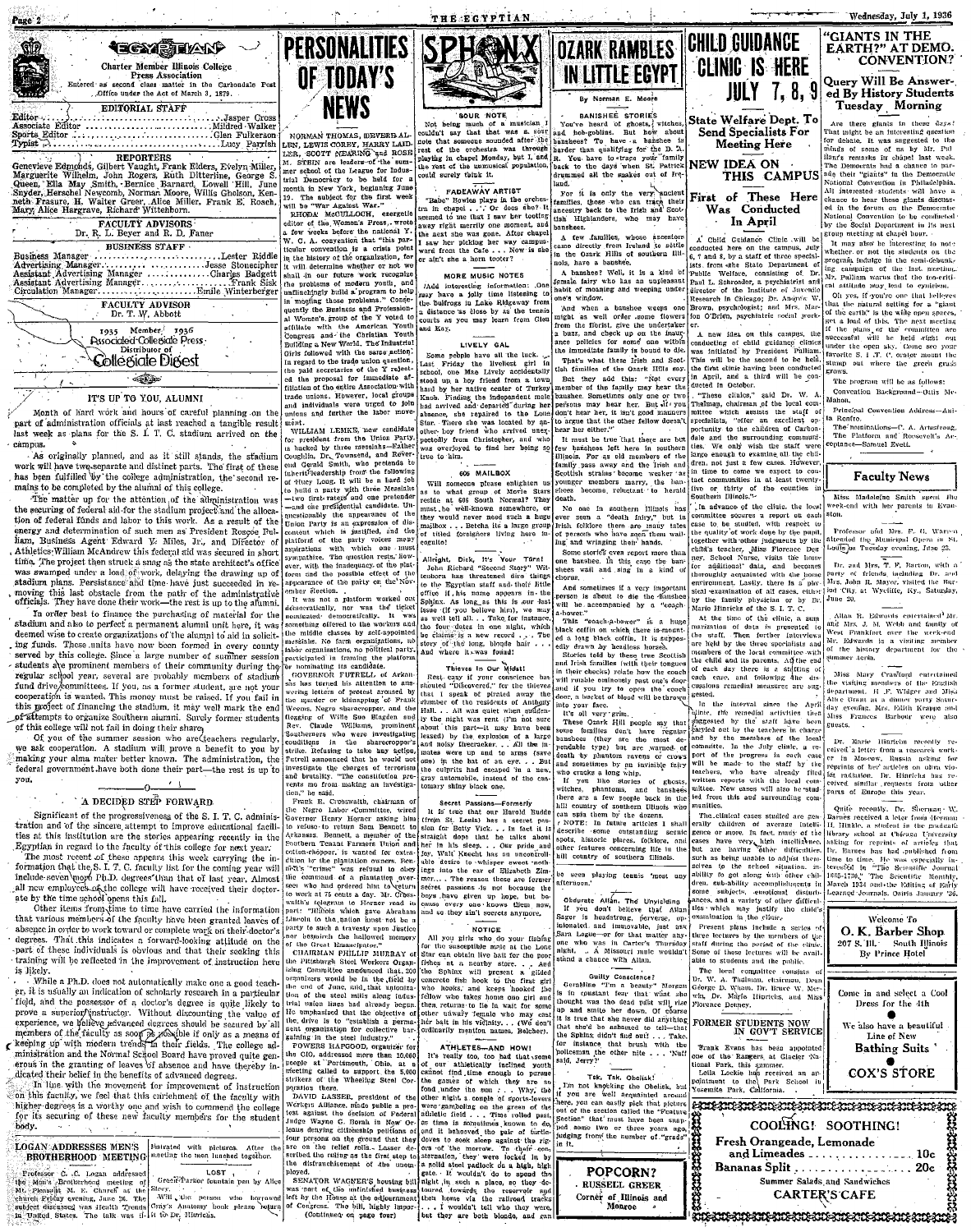# THE EGYPTIAN

Charter Member Illinois College Press Association

Entered as second class matter in the Carbondale Post Office under the Act of March 3, 1879.

## EDITORIAL STAFF

Editor ........ Jasper Cross
Associate Editor ........ Mildred Walker
Sports Editor ........ Glen Fulkerson
Typist ........ Lucy Parrish

### REPORTERS

Genevieve Edmonds, Gilbert Vaught, Frank Elders, Evelyn Miller, Marguerite Wilhelm, John Rogers, Ruth Ditterline, George S. Queen, Ella May Smith, Bernice Barnard, Lowell Hill, June Snyder, Herschel Newcomb, Norman Moore, Willis Gholson, Kenneth Frasure, H. Walter Greer, Alice Miller, Frank E. Roach, Mary Alice Hargrave, Richard Wittenborn.

### FACULTY ADVISORS

Dr. R. L. Beyer and R. D. Faner

### BUSINESS STAFF

Business Manager ........ Lester Riddle
Advertising Manager ........ Jesse Stonecipher
Assistant Advertising Manager ........ Charles Badgett
Assistant Advertising Manager ........ Frank Sisk
Circulation Manager ........ Emile Winterberger

### FACULTY ADVISOR

Dr. T. W. Abbott

1935 Member 1936
Associated Collegiate Press
Distributor of
Collegiate Digest

## IT'S UP TO YOU, ALUMNI

Month of hard work and hours of careful planning on the part of administration officials at last reached a tangible result last week as plans for the S. I. T. C. stadium arrived on the campus.

As originally planned, and as it still stands, the stadium work will have two separate and distinct parts. The first of these has been fulfilled by the college administration, the second remains to be completed by the alumni of this college.

The matter up for the attention of the administration was the securing of federal aid for the stadium project and the allocation of federal funds and labor to this work. As a result of the energy and determination of such men as President Roscoe Pulliam, Business Agent Edward V. Miles, Jr., and Director of Athletics William McAndrew this federal aid was secured in short time. The project then struck a snag as the state architect's office was swamped under a load of work, delaying the drawing up of stadium plans. Persistance and time have just succeeded in removing this last obstacle from the path of the administrative officials. They have done their work—the rest is up to the alumni.

In order best to finance the purchasing of material for the stadium and also to perfect a permanent alumni unit here, it was deemed wise to create organizations of the alumni to aid in soliciting funds. These units have now been formed in every county served by this college. Since a large number of summer session students are prominent members of their community during the regular school year, several are probably members of stadium fund drive committees. If you, as a former student, are not your cooperation is wanted. This money must be raised. If you fail in this project of financing the stadium, it may well mark the end of attempts to organize Southern alumni. Surely former students of this college will not fail in doing their share.

Of you of the summer session who are teachers regularly, we ask cooperation. A stadium will prove a benefit to you by making your alma mater better known. The administration, the federal government have both done their part—the rest is up to you.

## A DECIDED STEP FORWARD

Significant of the progressiveness of the S. I. T. C. administration and of the sincere attempt to improve educational facilities at this institution are the stories appearing recently in the Egyptian in regard to the faculty of this college for next year.

The most recent of these appears this week carrying the information that the S. I. T. C. faculty list for the coming year will include seven more Ph.D. degrees than that of last year. Almost all new employees of the college will have received their doctorate by the time school opens this fall.

Other items from time to time have carried the information that various members of the faculty have been granted leaves of absence in order to work toward or complete work on their doctor's degrees. That this indicates a forward-looking attitude on the part of these individuals is obvious and that their seeking this training will be reflected in the improvement of instruction here is likely.

While a Ph.D. does not automatically make one a good teacher, it is usually an indication of scholarly research in a particular field, and the possessor of a doctor's degree is quite likely to prove a superior instructor. Without discounting the value of experience, we believe advanced degrees should be secured by all members of the faculty as soon as possible if only as a means of keeping up with modern trends in their fields. The college administration and the Normal School Board have proved quite generous in the granting of leaves of absence and have thereby indicated their belief in the benefits of advanced degrees.

In line with the movement for improvement of instruction on this faculty, we feel that this enrichment of the faculty with higher degrees is a worthy one and wish to commend the college for its securing of these new faculty members for the student body.

## LOGAN ADDRESSES MEN'S BROTHERHOOD MEETING

Professor C. C. Logan addressed the Men's Brotherhood meeting of Mt. Pleasant M. E. Church at the church Friday evening, June 26. The subject discussed was Health Trends in United States. The talk was illustrated with pictures. After the meeting the men lunched together.

LOST

Green Parker fountain pen by Alice Story.

Will the person who borrowed Gray's Anatomy book please return it to Dr. Hinricks.

# PERSONALITIES OF TODAY'S NEWS

NORMAN THOMAS, DEVERE ALLEN, LEWIS CORRY, HARRY LAIDLER, SCOTT NEARING and ROSE M. STEIN are leaders of the summer school of the League for Industrial Democracy to be held for a month in New York, beginning June 19. The subject for the first week will be "War Against War."

RHODA McCULLOCH, energetic editor of the Women's Press, wrote a few weeks before the national Y. W. C. A. convention that "this particular convention is a crisis point in the history of the organization, for it will determine whether or not we shall in our future work recognize the problems of modern youth, and unflinchingly build a program to help in meeting those problems." Consequently the Business and Professional Women's group of the Y voted to affiliate with the American Youth Congress and the Christian Youth Building a New World. The Industrial Girls followed with the same action. In regard to the trade union question, the paid secretaries of the Y rejected the proposal for immediate affiliation of the entire Association with trade unions. However, local groups and individuals were urged to join unions and further the labor movement.

WILLIAM LEMKE, new candidate for president from the Union Party, is backed by three messiahs—Father Coughlin, Dr. Townsend, and Reverend Gerald Smith, who pretends to inherit leadership from the following of Huey Long. It will be a hard job to build a party with three Messiahs—two first raters and one pretender—and one presidential candidate. Unquestionably the appearance of the Union Party is an expression of discontent which is justified, and the platform of the party voices many aspirations with which one must sympathize. The question rests, however, with the inadequacy of the platform and the possible effect of the appearance of the party on the November election.

It was not a platform worked out democratically, nor was the ticket nominated democratically. It was something offered to the workers and the middle classes by self-appointed messiahs. No farm organizations, no labor organizations, no political party participated in framing the platform or nominating its candidate.

GOVERNOR FUTRELL of Arkansas has turned his attention to answering letters of protest aroused by the murder or kidnapping of Frank Weems, Negro sharecropper, and the flogging of Willie Sue Blagden and Rev. Claude Williams, prominent Southerners who were investigating conditions in the sharecropper's strike. Refusing to take any action, Futrell announced that he would not investigate the charges of terrorism and brutality. "The constitution prevents me from making an investigation," he said.

Frank R. Crosswaith, chairman of the Negro Labor Committee, wired Governor Henry Horner asking him to refuse to return Sam Bennett to Arkansas. Bennett, a member of the Southern Tenant Farmers Union and cotton-chopper, is wanted for extradition by the plantation owners. Bennett's "crime" was refusal to obey the command of a plantation overseer who had ordered him to return to work at 75 cents a day. Mr. Crosswaith's telegram to Horner read in part: "Illinois which gave Abraham Lincoln to the nation must not be a party to such a travesty upon justice nor besmirch the hallowed memory of the Great Emancipator."

CHAIRMAN PHILLIP MURRAY of the Pittsburgh Steel Workers Organizing Committee announced that 200 organizers would be in the field by the end of June, and, that unionization of the steel mills along industrial union lines had already begun. He emphasized that the objective of the drive is to "establish a permanent organization for collective bargaining in the steel industry."

POWERS HAPGOOD, organizer for the CIO, addressed more than 10,000 people at Portsmouth, Ohio, at a meeting called to support the 5,000 strikers of the Wheeling Steel Corporation there.

DAVID LASSER, president of the Workers Alliance, made public a protest against the decision of Federal Judge Wayne G. Borah in New Orleans denying citizenship petitions of four persons on the ground that they are on the relief rolls. Lasser described the ruling as the first step to the disfranchisement of the unemployed.

SENATOR WAGNER'S housing bill was part of the unfinished business left by the House at the adjournment of Congress. The bill, highly impor-

(Continued on page four)

# SPHINX

### SOUR NOTE

Not being much of a musician I couldn't say that that was a sour note that someone sounded after the rest of the orchestra was through playing in chapel Monday, but I, and the rest of the unmusical population, could surely think it.

### FADEAWAY ARTIST

"Babe" Bowles plays in the orchestra in chapel . . . Or does she? It seemed to me that I saw her tooting away right merrily one moment, and the next she was gone. After chapel I saw her picking her way campusward from the Cafe . . . Now is she or ain't she a horn tooter?

### MORE MUSIC NOTES

Add interesting information: One may have a jolly time listening to the bullfrogs in Lake Ridgeway from a distance as close by as the tennis courts as you may learn from Glen and Kay.

### LIVELY GAL

Some people have all the luck. Last Friday the liveliest girl in school, one Mae Lively accidentally stood up a boy friend from a town hard by her native center of Turkey Knob. Finding the independent male had arrived and departed during her absence, she repaired to the Love Star. There she was located by another boy friend who arrived unexpectedly from Christopher, and who was overjoyed to find her being so true to him.

### 606 MAILBOX

Will someone please enlighten us as to what group of Morris Sues reside at 606 South Normal? They must be well-known somewhere, or they would never need such a huge mailbox . . . Beckie is a huge group of titled foreigners living here incognito!

### Allright, Dick, It's Your Turn!

John Richard "Second Story" Wittenborn has threatened dire things to the Egyptian staff and their little office if his name appears in the Sphinx. As long as this is our last issue (if you believe him), we may as well tell all . . . Take, for instance, the four dates in one night, which he claims is a new record . . . The story of the long, blonde hair . . . And where it was found!

### Thieves in Our Midst!

Rest easy if your conscience has shouted "Discovered," for the thieves that I speak of pirated away the slumber of the residents of Anthony Hall . . . All was quiet when suddenly the night was rent (I'm not sure about this part—it may have been leased) by the explosion of a large and noisy firecracker . . . All the inmates were up and to arms (save one) in the hat of an eye . . . But the culprits had escaped in a neat, gray automobile, instead of the customary shiny black one.

### Secret Passions—Formerly

It is true that our Harold Budde (from St. Louis) has a secret passion for Betty Vick . . . In fact it is straight dope that he talks about her in his sleep . . . Our pride and joy, Walt Knecht has an uncontrollable desire to whisper sweet nothings into the ear of Elizabeth Zimmer . . . The reason these are former secret passions is not because the boys have given up hope, but because every one knows them now, and so they ain't secrets anymore.

### NOTICE

All you girls who do your fishing for the susceptible male at the Love Star can obtain live bait for the poor fishes at a nearby store . . . And other unwary female who may cast her bait in his vicinity . . . (We don't ordinarily mention names. Belcher).

### ATHLETES—AND HOW!

It's really too, too bad that some of our athletically inclined youth cannot find time enough to pursue the games of which they are so fond under the sun . . . Why, the other night a couple of sports-lovers were gambling on the green of the athletic field . . . Time rolled past, as time is sometimes known to do, and it behooved the pair of turtle-doves to seek sleep against the rigors of the morrow. To their consternation, they were locked in by a solid steel padlock on a high, high gate. It wouldn't do to spend the night in such a place, so they detoured towards the reservoir and then home via the railroad tracks . . . I wouldn't tell who they were, but they are both blonds, and can

# OZARK RAMBLES IN LITTLE EGYPT

By Norman E. Moore

### BANSHEE STORIES

You've heard of ghosts, witches, and hob-goblins. But how about banshees? To have a banshee is harder than qualifying for the D. A. R. You have to trace your family back to the days when St. Patrick drummed all the snakes out of Ireland.

For it is only the very ancient families, those who can trace their ancestry back to the Irish and Scottish Highlanders, who may have banshees.

A few families, whose ancestors came directly from Ireland to settle in the Ozark Hills of southern Illinois, have a banshee.

A banshee? Well, it is a kind of female fairy who has an unpleasant habit of moaning and weeping under one's window.

And when a banshee weeps one might as well order some flowers from the florist, give the undertaker a buzz, and check up on the insurance policies for some one within the immediate family is bound to die.

That's what these Irish and Scottish families of the Ozark Hills say.

But they add this: "Not every member of the family may hear the banshee. Sometimes only one or two persons may hear her. But all you don't hear her, it isn't good manners to argue that the other fellow doesn't hear her either."

It must be true that there are but few banshees left here in southern Illinois. For as old members of the family pass away and the Irish and Scottish strains become weaker as younger members marry, the banshees become reluctant to herald death.

No one in southern Illinois has ever seen a "death fairy," but in Irish folklore there are many tales of persons who have seen them wailing and wringing their hands.

Some stories even report more than one banshee. In this case the banshees wail and sing in a kind of chorus.

And sometimes if a very important person is about to die the banshee will be accompanied by a "coach-a-bower."

This "coach-a-bower" is a huge black coffin on which there is mounted a long black coffin. It is supposedly drawn by headless horses.

Stories told by these true Scottish and Irish families (with their tongues in their cheeks) relate how the coach will rumble ominously past one's door and if you try to open the coach door, a bucket of blood will be thrown into your face.

It's all very grim.

These Ozark Hill people say that some families don't have regular banshees (they are the most dependable type) but are warned of death by phantom ravens or crows and sometimes by an invisible fairy who cracks a long whip.

If you like stories of ghosts, witches, phantoms, and banshees there are a few people back in the hill country of southern Illinois who can spin them by the dozens.

(NOTE: In future articles I shall describe some outstanding scenic spots, historic places, folklore, and other features concerning life in the hill country of southern Illinois.

be seen playing tennis 'most any afternoon.'

### Obdurate Allan, The Unyielding

If you don't believe that Allan Sarre is headstrong, perverse, opinionated, and immovable, just ask Sara Logue—or for that matter anyone who was in Carter's Thursday night . . . A Missouri mule wouldn't stand a chance with Allan.

### Guilty Conscience?

Geraldine "I'm a beauty" Morgan is in constant fear that when she thought was the dead past will rise up and smite her down. Of course it is true that she never did anything that she'd be ashamed to tell—that the Sphinx didn't find out . . . Take, for instance that brush with the policeman the other nite . . . 'Nuff said, Jerry?

### Tsk, Tsk, Obelisk!

I'm not knocking the Obelisk, but if you are well acquainted around here, you can easily pick that picture out of the section called the "Feature Section" that must have been snapped some two or three years ago, judging from the number of "grads" in it.

**POPCORN?**
**RUSSELL GREER**
Corner of Illinois and Monroe

# CHILD GUIDANCE CLINIC IS HERE JULY 7, 8, 9

## State Welfare Dept. To Send Specialists For Meeting Here

## NEW IDEA ON THIS CAMPUS

### First of These Here Was Conducted In April

A Child Guidance Clinic will be conducted here on the campus, July 6, 7 and 8, by a staff of three specialists from the State Department of Public Welfare, consisting of Dr. Paul L. Schroeder, a psychiatrist and director of the Institute of Juvenile Research in Chicago; Dr. Augusta W. Brown, psychologist; and Mrs. Marion O'Brien, psychiatric social worker.

A new idea on this campus, the conducting of child guidance clinics was initiated by President Pulliam. This will be the second to be held, the first clinic having been conducted in April, and a third will be conducted in October.

"These clinics," said Dr. W. A. Thalman, chairman of the local committee which assists the staff of specialists, "offer an excellent opportunity to the children of Carbondale and the surrounding communities. We only wish the staff were large enough to examine all the children, not just a few cases. However, in times to come we expect to contact communities in at least twenty-five or thirty of the counties in Southern Illinois."

In advance of the clinic, the local committee secures a report on each case to be studied, with respect to the quality of work done by the pupil, together with other judgements by the child's teacher, Miss Florence Denney, School Nurse, visits the home for additional data, and becomes thoroughly acquainted with the home environment. Lastly, there is a physical examination of all cases, either by the family physician or by Dr. Marie Hinrichs of the S. I. T. C.

At the time of the clinic, a summarization of data is presented to the staff. Then further interviews are held by the three specialists and members of the local committee with the child and its parents. At the end of each day there is a meeting of each case, and following the discussions remedial measures are suggested.

In the interval since the April clinic, the remedial activities that suggested by the staff have been carried out by the teachers in charge and by the members of the local committee. In the July clinic, a report of the progress in each case will be made to the staff by the teachers, who have already filed written reports with the local committee. New cases will also be studied from this and surrounding communities.

The clinical cases studied are generally children of average intelligence or more. In fact, many of the cases have very high intelligence, but are having other difficulties, such as being unable to adjust themselves to the school situation, inability to get along with other children, adjustability, emotional instability in some subjects, emotional disturbances, and a variety of other difficulties which may justify the child's examination in the clinic.

Present plans include a series of three lectures by the members of the staff during the period of the clinic. Some of these lectures will be available to students and the public.

The local committee consists of Dr. W. A. Thalman, chairman, Dean George D. Wham, Dr. Bruce W. Merwin, Dr. Marie Hinrichs, and Miss Florence Denney.

## FORMER STUDENTS NOW IN GOV'T SERVICE

Frank Evans has been appointed one of the Rangers at Glacier National Park, this summer.

Leila Lockie has received an appointment to the Park School in Yosemite Park, California.

# "GIANTS IN THE EARTH?" AT DEMO. CONVENTION?

## Query Will Be Answered By History Students Tuesday Morning

Are there giants in these days? That might be an interesting question for debate. It was suggested to the minds of some of us by Mr. Pulliam's remarks in chapel last week. The Democrats had a chance to parade their "giants" in the Democratic National Convention in Philadelphia. All interested students will have a chance to hear these giants discussed in the forum on the Democratic National Convention to be conducted by the Social Department in its next group meeting at chapel hour.

It may also be interesting to note whether or not the students on the program indulge in the semi-debunking campaign of the last meeting. Mr. Pulliam warns that the too-critical attitude may lead to cynicism.

Oh yes, if you're one that believes that the natural setting for a "giant of the earth" is the wide open spaces, get a load of this. The next meeting if the plans of the committee are successful will be held right out under the open sky. Come see your favorite S. I. T. C. orator mount the stump out where the green grass grows.

The program will be as follows:

Convention Background—Otis McMahon.

Principal Convention Address—Anita Renfro.

The Nominations—C. A. Armstrong.

The Platform and Roosevelt's Acceptance—Samuel Evett.

## Faculty News

Miss Madeleine Smith spent the week-end with her parents in Evanston.

Professor and Mrs. F. G. Warren attended the Municipal Opera in St. Louis on Tuesday evening, June 23.

Dr. and Mrs. T. F. Barton, with a party of friends including Dr. and Mrs. John R. Mayor, visited the Harbord City at Wycliffe, Ky., Saturday, June 20.

Allan R. Edwards entertained Mr. and Mrs. J. M. Webb and family of West Frankfort over the week-end. Mr. Edwards is a visiting member of the history department for the summer term.

Miss Mary Crawford entertained the visiting members of the English department, H. F. Wilger and Miss Alta Grant at a dinner party Saturday evening. Mrs. Edith Krappe and Miss Frances Barbour were also guests.

Dr. Marie Hinrichs recently received a letter from a research worker in Moscow, Russia asking for reprints of her articles on ultra violet radiation. Dr. Hinrichs has received similar requests from other parts of Europe this year.

Quite recently, Dr. Sherman W. Barnes received a letter from Herman H. Hinkle, a student in the graduate library school at Chicago University asking for reprints of articles that Dr. Barnes has had published from time to time. He was especially interested in "The Scientific Journal 1665-1730," The Scientific Monthly, March 1934 and "The Editing of Early Learned Journals, Osiris January '36.

Welcome To
**O. K. Barber Shop**
207 S. Ill. South Illinois
By Prince Hotel

Come in and select a Cool Dress for the 4th

We also have a beautiful Line of New
**Bathing Suits**

**COX'S STORE**

**COOLING! SOOTHING!**
Fresh Orangeade, Lemonade and Limeades ........ 10c
Bananas Split ........ 20c
Summer Salads and Sandwiches
**CARTER'S CAFE**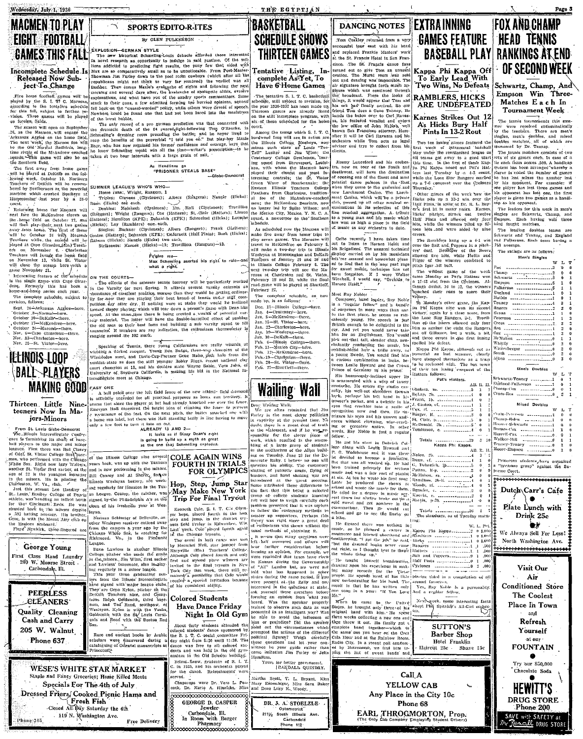# MACMEN TO PLAY EIGHT FOOTBALL GAMES THIS FALL

## Incomplete Schedule Is Released Now Subject To Change

Five home football games will be played by the S. I. T. C. Maroons, according to the tentative schedule for this fall, subject to further revision. Three games will be played on foreign fields.

The season will open on September 26, as the Macmen will engage the Arkansas Aggies on the home field. The next week, the Maroon foe will be the Old Normal Redbirds, longtime rivals of the McAndrew coached squads. This game will also be on the Southern field.

The first away from home game will be played at DeKalb on the following week, October 10. Northern Teachers of DeKalb will be remembered by Southerners as the powerful machine which crushed Southern at Homecoming last year by a 23-0 count.

Illinois Normal University of Macomb will next face the McKendree eleven on the home field on October 17, and will then play their next two games away from home. The first of these will be October 24 with Macomb Teachers, while the second will be played at Cape Girardeau with Teachers on November 6. Charleston Teachers will invade the home field on November 13, while St. Viator will close the season here with a game November 21.

Interesting feature of the schedule is the single game with Cape Girardeau. Formerly this has been a home-and-home series each year.

The complete schedule, subject to revision, follows:

- Sept. 26—Arkansas Aggies—here.
- October 3—Normal—here.
- October 10—DeKalb—there.
- October 17—McKendree—here.
- October 24—Macomb—there.
- Nov. 6—Cape Girardeau—there.
- Nov. 13—Charleston—here.
- Nov. 21—St. Viator—here.

# ILLINOIS LOOP BALL PLAYERS MAKING GOOD

## Thirteen Little Nineteeners Now In Majors-Minors

From St. Louis Globe-Democrat

The Illinois Intercollegiate Conference is furnishing its share of baseball players to the major and minor leagues. First there was Bud Clancy of Odell, St. Viator College first baseman, who performed with the Chicago White Sox. Right now Iggy Walters, another St. Viator first sacker, at the age of 22 is the youngest manager in the minors. He is piloting the Charleston, W. Va., club.

Just this season Lou Hardley of St. Louis, Bradley College of Peoria athlete, was handling an infield berth for the Cincinnati Reds. He was shunted back to the minors despite a .302 batting average. His brother, Gene, is with the Mount Airy club on the Eastern seaboard.

Floyd Newkirk, three fingered ace of the Illinois College nine several years back, was up with the Yankees and is now performing in the minors. Bill Conroy and Al Sherer, former Illinois Wesleyan battery, are working regularly for Houston in the Texas League. Conroy, the catcher, was signed by the Philadelphia A's at the close of his freshman year at Wesleyan.

Norman Schlueter of Belleville, another Wesleyan receiver enlisted away from the campus a year ago by the Chicago White Sox, is catching for Richmond, Va., in the Piedmont League.

Dave Lawless is another Illinois College pitcher who made the grade in the minors. Jim Winn, first sacker and Lawless' teammate, is playing regularly in a minor league.

This year three graduating seniors from the Illinois Intercollegiate have signed with major league clubs. They are Gene Kylon, pitcher on the DeKalb Teachers nine, and Co-captains Ralph Goldsmith, third baseman, and Ted Reed, southpaw, of Wesleyan. Kylon is with the Yanks, Goldsmith with the St. Louis Cardinals and Reed with the Boston Red Sox.

Rare and ancient books by Arabic scholars were discovered during a cataloguing of Oriental manuscripts at Princeton.

---

**George Young**
First Class Hand Laundry
209 W. Monroe Street
Carbondale, Ill.

---

**PEERLESS CLEANERS**
Quality Cleaning
Cash and Carry
205 W. Walnut
Phone 637

---

**WESE'S WHITE STAR MARKET**
Staple and Fancy Groceries; Home Killed Meats
Specials For The 4th of July
Dressed Friers, Cooked Picnic Hams and Fresh Fish
Closed All Day Saturday the 4th
119 N. Washington Ave.
Phone 345 — Free Delivery

---

# SPORTS EDITO-R-ITES

By GLEN FULKERSON

EXPLOSION—GERMAN STYLE

The new historical Schmeling-Louis debacle afforded those interested in novel research an opportunity to indulge in said pastime. Of the millions addicted to predicting fight results, the puny few that sided with Max are so comparatively small as to be unnoticeable. From Post-Master-Showman Jim Farley down to the pool room cowboys (which after all the republicans might not think so very far removed) the verdict was all Bomber. Then comes Maxie's avalanche of rights and following the next morning and several days after, the avalanche of apologetic alibis, evasive explanations, and what have you of the sundry sports commentators. Some stuck to their guns, a few admitted forming too hurried opinions, several fell back on the "re-arsel-worded" policy, while others were devoid of speech. Nowhere could be found one that had not been lured into the maelstrom of the burst bubble.

The only record of a pro german prediction was that connected with the dramatic death of the 84 yeared-fight-following Tom O'Rourke, in Schmeling's dressing room preceding the battle; and he never lived to reap the benefits of the proverbial "I told you so." But play-boy Maxie Baer, who has now regained his former confidence and courage, says that he knew Schmeling would win all the time—writer's prescription—to be taken at two hour intervals with a large grain of salt.

As Headlines go
"PRISONER STEALS BASE"
—Globe-Democrat

SUMMER LEAGUE'S WHO'S WHO—

Home runs: Wright, Rangers, 1

Triples: Cravens (Cyclones); Albers (Rangers); Naugle (Hicks); Rodd (Hicks) one each.

Doubles: Melnloch (Cyclones); Em. Hall (Cyclones); Trovillion (Rangers); Wright (Rangers); Cox (Hatters); St. Clair (Hatters); Limon (Hatters); Hamilton (KPK); Dohanich (KPK); Schmoekel (Hicks); Locsche (Hicks); Loy (Ramblers) one each.

Singles: Buckner (Cyclones); Albers (Rangers); Frank (Hatters); Gaston (Hatters); Dohanich (KPK); DeJarnett (Half Pints); Buck (Hicks); Raburn (Hicks); Naugle (Hicks) two each.

Strikeouts: Karnes (Hicks)—13; Trovillion (Rangers)—13.

Fe'give me—
Max Schmeling asserted his right to rule—and what a right.

ON THE COURTS—

The effects of the summer tennis tourney will be particularly marked in the Varsity play next Spring. It affords several varsity entrants an abundance of excellent practice, moreso than they would be getting ordinarily for now they are playing their best brand of tennis under stiff competition day after day. It nothing were at stake they would be inclined toward sloppy playing, which will tear down a person's game with Dean-like speed. At the same time there is being created a wealth of potential varsity material. The latter will have the double-barrelled effect of pushing the old men to their best form and building a sub varsity squad to fill vacancies. If numbers are any indication, the enthusiasm thermometer is ranging around the 102 mark.

Speaking of Tennis, there young Californians are really wizards at wielding a tricked racquet. Young Don Budge, three-way champion of the Wimbledon meet, and Davis-Cup-Partner Gene Mako, both hale from the sunkist state as does the still younger Bobby Riggs, recent national clay court champion at 18, and his doubles mate Wayne Sabin. Vera Jobe, of University of Southern California, is making his bid in the National Intercollegiate meet at Chicago.

FAST ONE

A ball poled over the left field fence of the new athletic field diamond is officially regarded for all practical purposes as home run territory. It seems that since the player at bat had already knocked one over the fence, Emerson Hall conceived the bright idea of climbing the fence to prevent a recurrence of the feat. On the next pitch, the batter smacked one with a home run label, but Emerson, who was Hall standing lazily in line having to move only a few feet to turn it into an out.

ALREADY 13 AND 2—
It looks as if Dizzy Dean's right is going to build up a myth as great as the one that Schmeling exploded.

# COLE AGAIN WINS FOURTH IN TRIALS FOR OLYMPICS

## Hop, Step, Jump Star May Make New York Trip For Final Tryout

Kenneth Cole, S. I. T. C.'s Olympic hope, placed fourth in the hop, step and jump, in the district tryouts held Friday in Milwaukee. Week, Cole placed fourth again in the Chicago tryouts.

The event in both cases was won by Herschel Neil, star jumper from Maryville (Mo.) Teachers College. Although Cole placed fourth and only first and second place winners are invited to the final tryouts in New York City this week, there still remained a possibility that Cole would receive a special invitation because of his consistent ability.

# Colored Students Have Dance Friday Night In Old Gym

About forty students attended the colored students' dance sponsored by the S. I. T. C. social committee Friday night from 8:30 until 11:30. The dance was free to all colored students and was held in the old gymnasium in the Old Science building.

Selma Snow, graduate of S. I. T. C. in 1935, and his orchestra played for the dance. Refreshments were served.

Chaperons were Dr. Vera L. Peacock, Dr. Marie A. Hjorlche, Miss

---

**GEORGE D. CASPER**
Jeweler
Carbondale, Ill.
In Room with Borger Pharmacy

---

# BASKETBALL SCHEDULE SHOWS THIRTEEN GAMES

## Tentative Listing, Incomplete As Yet, To Have 6 Home Games

The tentative S. I. T. C. basketball schedule, still subject to revision, for the year 1936-1937 has been made up. Thirteen games are already listed on the still incomplete program, with six of these scheduled for the home court.

Among the teams which S. I. T. C. hard-wood fans will see in action are the Illinois College Blueboys, now minus such stars as Louis "Too-Tall" Lasiter and Jim Winn; the Centenary College Gentlemen, touring squad from Shreveport, Louisiana, with whom the Macmen have played their closest and most interesting contests; the St. Viator Green Wave of Bourbonnais; the Eastern Illinois Teachers College Panthers from Charleston, traditional foe of the McAndrew-coached men; the McKendree Bearcats, now no longer led by Spike Wilson; and the Mexico City, Mexico, Y. M. C. A. squad, a newcomer to the Southern schedule.

As scheduled now the Macmen will make five away from home trips to play seven games. The Maroons will travel to McKendree on February 5, will make a two-day trip to Illinois Wesleyan at Bloomington and DeKalb Teachers of January 29 and 30 and to Illinois College February 6. The next two-day trip will see the Maroons at Charleston and St. Viator, February 19 and 20, while the final road game will be played at Shurtleff, February 27.

The complete schedule, as now made up, is as follows:

- Dec. 17—Illinois College—here.
- Jan. 4—Centenary—here.
- Jan. 8—McKendree—there.
- Jan. 15—St. Viator—here.
- Jan. 22—Charleston—here.
- Jan. 29—Wesleyan—there.
- Jan. 30—DeKalb—there.
- Feb. 6—Illinois College—there.
- Feb. 11—Mexico City—here.
- Feb. 12—McKendree—here.
- Feb. 19—Charleston—there.
- Feb. 20—St. Viator—there.
- Feb. 27—Shurtleff—there.

# Wailing Wall

Dear Wailing Wall:

We are often reminded that Jim Farley is the most clever politician in captivity at the present time. No doubt there is a great deal of truth in the statement, and if he was responsible for the clever piece of work which resulted in the assembling of a large group of students in the auditorium of the Allyn building on Tuesday, June 23 for the Democratic Rally, I believe no one will question his ability. The customary singing of patriotic songs, flying of banners, and hand shaking was not introduced at the great meeting. Some attributed these differences to the fact that this being a selected group of college students knowing full well how to weigh carefully each problem presented that it was useless to follow the customary methods to sustain my supporters. Perhaps this theory was right since a great deal of enthusiasm was shown without the usual methods of obtaining it.

It seems that many questions were left half answered and others will bear further consideration before forming an opinion. For example, we were reminded that taxes have risen in Kansas during the Governorship of "Alf" Landon but, we were not told what has happened in other states during the same period. If you were present at the Rally and are interested in the questions at stake, ask yourself these questions before forming an opinion from what you heard. Was the speaker properly trained to observe such data as was presented in an intelligent way? Was he able to avoid the influence of bias or prejudice? Did the speaker point out the circumstances which prompted the actions of the different political figures? Weigh carefully these questions and let your conscience be your guide rather than some institution Jim Farley or John Hamilton.

Yours, for better government,
RANDALL QUINDRY.

Martha Scott, T. L. Bryant, Miss Mary Entsminger, Miss Sara Baker and Dean Lucy K. Woody.

---

**DR. J. A. STOELZLE**
Optometrist
211½ South Illinois Ave.
Carbondale
Phone 112

---

# DANCING NOTES

Tom Coakley returned from a very successful tour east with his band and replaced Frankie Masters' work at the St. Francis Hotel in San Francisco. The St. Francis dance fans turned out to give Tom an unusual ovation. The Mural room was sold out and dancing was impossible. The air signature brought forth much applause which was continued through the broadcast. From the looks of things, it would appear that Tom and his ork had finally arrived. So our friend Tom does a Gene Tunney. He hands the baton over to Carl Ravazza, his featured vocalist and enters the law office of John McNab, well known San Francisco attorney. Hereafter it will be Carl Ravazza and his orchestra while Tom acts as legal adviser and trys to collect from his clients.

Jimmy Lunceford and his orchestra, now on tour of the South and Southwest, will have the distinction of opening one of the finest and most palatial dance palaces in the East when they come to the exclusive and new Larchmont Casino. The Larchmont Casino, which will be a private club, passed up all other musical organizations in its selection of this fine musical aggregation. A tribute to a young man and his music which has won as high a place in the field of music as any orchestra to date.

Quite recently I have taken time out to listen to Horace Heidt and his Brigadiers. The unusual technical display carried on by his musicians lets me amazed and somewhat pleased to find that in the now past rage for sweet music, technique has not been forgotten. If I were Walter Winchell, I would say, "Orchids to Horace Heidt."

Meet Ray Noble:

Composer, band leader, Ray Noble is a "regular fellow" and a bundle of surprises in more ways than one to the first place, he speaks so ridiculously young. His speech is just British enough to be delightful to the ear. And yet you would never take him for an Englishman. You would pick out that tall, slender chap, nonchalantly conducting the music, his reddish-blond hair a trifle awry, as a young Swede. You would find him a curious combination in looks, between Leslie Howard and the Crown Prince of Germany in his prime.

His humorously-inclined upper lip is ornamented with a wisp of tawny mustache. He enters the studio casually, his well-set shoulders thrown back, perhaps his left hand in his trouser's pocket, and a twinkle in his eyes that reaches into a smile of recognition now and then. He entrances his men and his unseen audiences without clowning, wise-cracking or eccentric antics. In other words, Ray Noble is just a regular fellow.

He got his start in Dulwich College along with Leslie Howard and P. G. Wodehouse and it was there he decided to become a journalist. But that was all washed up. He had been trained privately for serious music and was a fair sort of pianist at six. At ten he wrote his first song. Later he produced the shows at school and wrote the music for them. He tried for a degree in music several times but always broke out in a cold sweat and got nowhere in the examinations. Then he would cut school and go to see the Derby on a bike.

He figured there was nothing in music, so he planned a career in commerce and learned shorthand and bookkeeping. "I got the job," he said, "but the darned books never came out right, so I thought best to throw the whole thing up."

He taught himself broadcasting, drawing upon his experience in making many records for the Victor people. He spends most of his time now orchestrating for his band. The result is that he has written only one song in a year: "If You Love Me."

When he came to the United States, he brought only three of his original band with him. He spent three weeks collecting a new one and then threw it out. He finally got a complete band together—which is the same one you hear on the Coca Cola Hour and at the Rainbow Room, Radio City. In a recent poll conducted by Metronome, we find him topping the list of sweet bands and placing third in a compilation of all around favorites.

Yes, Ray Noble is a personality. And a regular fellow.

Next week, some interesting facts about Phil Spitalny's All-Girl orchestra.

---

**SUTTON'S Barber Shop**
Hotel Franklin
Haircut 25c — Shave 15c

---

**Call A YELLOW CAB**
Any Place in the City 10c
Phone 68
EARL THROGMORTON, Prop.
(The Only Cab Company Employing Student Drivers)

---

# EXTRA INNING GAMES FEATURE BASEBALL PLAY

## Kappa Phi Kappa Off To Early Lead With Two Wins, No Defeats

## RAMBLERS, HICKS ARE UNDEFEATED

### Karnes Strikes Out 12 As Hicks Bury Half Pints In 13-2 Rout

Two ten inning games featured the first week of intramural baseball play under the reorganized league as all teams got away to a good start this time. In the first of these Kappa Phi Kappa nosed out Pat's Hatters last Tuesday by a 4-3 count, while the Lone Star Rangers marked up a 7-6 conquest over the Cyclones Thursday.

Other games of the week saw the Hicks pile up a 13-2 win over the Half Pints, in spite of Dr. R. L. Beyer's first hit in many years. Karnes, Hicks' pitcher, struck out twelve Half Pints and allowed only four hits, while the winners piled up fifteen hits and were aided by nine errors.

The Ramblers hung up a 4-1 win over the Salt and Peppers in a pitchers' duel. Heminger of the losers allowed five hits, while Hellis and Filger of the winners combined to pitch four-hit ball.

The wildest game of the week came Monday as Pat's Hatters won a 17-13 tilt from the Cyclones. Although outhit, 16 to 12, the winners bunched their runs to score their victory.

In Monday's other game, the Kappa Phi Kappa nine won its second victory, again by a close score, from the Lone Star Rangers, 3-1. Trovillion of the losers allowed only four hits as against the eight the Rangers got off Gillmore, but a walk, a hit and three errors in the first inning spelled his defeat.

Kappa Phi Kappa, although not as powerful as last summer, clearly have stamped themselves as a team to be reckoned with. The box score of their ten inning conquest of the Hatters follows:

**Pat's Hatters.**

| | AB | R | H |
|---|---|---|---|
| Gholson, ss. | 5 | 1 | 1 |
| DeLap, 2b. | 4 | 1 | 0 |
| Frank, 1b. | 2 | 1 | 0 |
| J. Gaston, cf. | 4 | 0 | 1 |
| Cox, rf. | 5 | 1 | 2 |
| Barger, lf. | 5 | 0 | 0 |
| St. Clair, p. | 5 | 0 | 1 |
| McDonald, 3b. | 5 | 0 | 1 |
| Tomlinson, c. | 4 | 0 | 1 |
| Totals | 39 | 3 | 10 |

**Kappa Phi Kappa.**

| | AB | R | H |
|---|---|---|---|
| Nolen, 2b. | 4 | 2 | 1 |
| Dunn, cf. | 4 | 0 | 1 |
| G. Dohanich, 1b. | 5 | 0 | 3 |
| Patton, lf-p. | 5 | 0 | 0 |
| McMahon, ss. | 5 | 0 | 0 |
| Hamilton, 3b-lf. | 4 | 0 | 0 |
| Woods, rf. | 4 | 0 | 0 |
| Brandon, c. | 4 | 0 | 0 |
| Kacaki, c. | 4 | 0 | 0 |
| Martin, p-3b. | 4 | 0 | 0 |
| Totals | 36 | 4 | 7 |

The standings, as of Tuesday morning:

| | W | L | Pct |
|---|---|---|---|
| Kappa Phi Kappa | 2 | 0 | 1.000 |
| Ramblers | 1 | 0 | 1.000 |
| Hicks | 1 | 0 | 1.000 |
| Rangers | 1 | 1 | .500 |
| Hatters | 1 | 1 | .500 |
| Salt and Peppers | 0 | 1 | .000 |
| Half Pints | 0 | 1 | .000 |
| Cyclones | 0 | 2 | .000 |

# FOX AND CHAMP HEAD TENNIS RANKINGS AT END OF SECOND WEEK

## Schwartz, Champ, And Empson Win Three Matches Each In Tournament Week

The tennis tournaments this summer were received enthusiastically by the teachers. There are men's singles, men's doubles, and mixed doubles matches, all of which are sponsored by Dr. Tenney.

The tennis matches consists of two sets of six games each. In case of a tie each team scores .500. A handicap system has been arranged whereby a player is rated the number of games he has lost minus the number lost by his opponent. For example: if one player has lost three games and his opponent has lost one, the first player is given two games as a handicap to his opponent.

The leaders for this week in men's singles are Schwartz, Champ, and Fox. Each having won three hard fought matches.

The leading doubles teams are Schwartz and Tenney, and England and Fulkerson. Each team having a .750 average.

The ratings are as follows:

**Men's Singles**

| | W | L | T |
|---|---|---|---|
| Fox | 3 | 0 | 0 |
| Champ | 3 | 0 | 0 |
| Schwartz | 3 | 0 | 1 |
| Pearson | 1 | 0 | 1 |
| Fulkerson | 2 | 1 | 1 |
| England | 1 | 0 | 1 |
| Mathis | 1 | 0 | 1 |
| Tenney | 2 | 1 | 0 |
| Rogers | 2 | 2 | 0 |
| Evans | 1 | 1 | 0 |
| Peterson | 1 | 1 | 0 |
| Cross | 1 | 2 | 0 |
| Rea | 1 | 2 | 0 |
| Cox | 0 | 3 | 0 |
| McMahon | 0 | 1 | 1 |
| Whitty | 0 | 3 | 0 |
| Winterberger | 0 | 2 | 0 |
| South | 0 | 2 | 0 |
| Aiken | 0 | 3 | 0 |

**Men's Doubles**

| | W | L | T |
|---|---|---|---|
| Schwartz-Tenney | 1 | 0 | 1 |
| England-Fulkerson | 1 | 0 | 1 |
| Champ-Cox | 0 | 0 | 1 |
| Cross-Rea | 0 | 1 | 0 |

**Mixed Doubles**

| | W | L | T |
|---|---|---|---|
| Crain-Peterson | 1 | 0 | 0 |
| Champ-Reles | 1 | 0 | 0 |
| Hoover-Schwartz | 1 | 0 | 0 |
| Burgess-Cox | 1 | 0 | 0 |
| Harrell-Cox | 0 | 0 | 1 |
| Walker-Hill | 0 | 0 | 1 |
| Tenney-Tenney | 0 | 1 | 0 |
| Moore-Empson | 0 | 1 | 0 |

Princeton students have organized a "pressure group" against the Supreme Court.

---

**Dutch Carr's Cafe**
Plate Lunch with Drink 25c
We Always Sell For Less!
North Washington Ave.

---

**Visit Our Air Conditioned Store**
The Coolest Place In Town and Refresh Yourself at our FOUNTAIN
Try our $50,000 Chocolate Soda

**HEWITT'S DRUG STORE**
Phone 200
SAVE with SAFETY at The Rexall DRUG STORE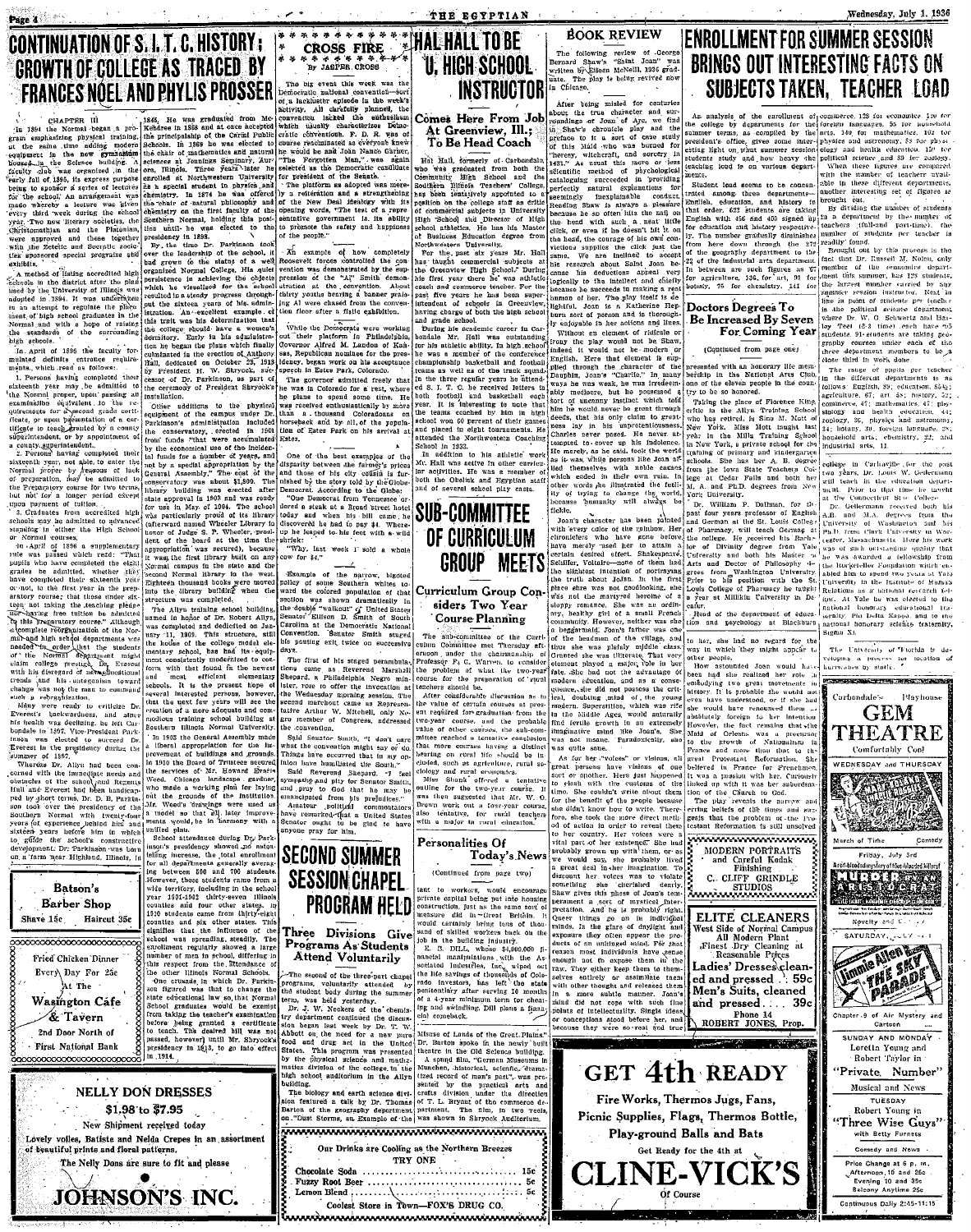# CONTINUATION OF S. I. T. C. HISTORY; GROWTH OF COLLEGE AS TRACED BY FRANCES NOEL AND PHYLIS PROSSER

CHAPTER III

In 1894 the Normal began a program emphasizing physical training, at the same time adding modern equipment in the new gymnasium housed in the Science building. A faculty club was organized in the early fall of 1895, its express purpose being to sponsor a series of lectures for the school. An arrangement was made whereby a lecture was given every third week during the school year. Two new literary societies, the Christomathian and the Platonian, were approved and these together with the Zetetic and Socratic societies sponsored special programs and exhibits.

A method of listing accredited high schools in the district after the plan used by the University of Illinois was adopted in 1894. It was undertaken in an attempt to regulate the placement of high school graduates in the Normal and with a hope of raising the standards of the surrounding high schools.

In April of 1896 the faculty formulated definite entrance requirements, which read as follows:

1. Persons having completed their sixteenth year may be admitted to the Normal proper, upon passing an examination equivalent to the requirements for a second grade certificate, or upon presentation of a certificate to teach granted by a county superintendent, or by appointment of a county superintendent.
2. Persons having completed their sixteenth year, not able to enter the Normal proper by reason of lack of preparation, may be admitted to the Preparatory course for two terms, but not for a longer period except upon payment of tuition.
3. Graduates from accredited high schools may be admitted to advanced standing in either the High School or Normal courses.

In April of 1896 a supplementary rule was passed which read: "That pupils who have completed the eight grades be admitted, whether they have completed their sixteenth year or not, to the first year in the preparatory course; and those under sixteen not taking the teaching pledge nor having free tuition be admitted to this preparatory course." Although a complete reorganization of the Normal and high school departments was needed in order that the students of the Normal department might claim college prestige, Dr. Everest with his disregard of new educational trends and his antagonism toward change was not the man to command such a reorganization.

Many were ready to criticize Dr. Everest's backwardness, and since his health was failing, he left Carbondale in 1897. Vice-President Parkinson was elected to succeed Dr. Everest in the presidency during the summer of 1897.

Whereas Dr. Allyn had been concerned with the immediate needs and obstacles of the school, and Regents Hull and Everest had been handicapped by short terms, Dr. D. B. Parkinson took over the presidency of the Southern Normal with twenty-four years of experience behind him and sixteen years before him in which to guide the school's constructive development. Dr. Parkinson was born on a farm near Highland, Illinois, in 1845. He was graduated from McKendree in 1868 and at once accepted the principalship of the Carmi Public Schools. In 1869 he was elected to the chair of mathematics and natural sciences at Jennings Seminary, Aurora, Illinois. Three years later he enrolled at Northwestern University as a special student in physics and chemistry. In 1874 he was offered the chair of natural philosophy and chemistry on the first faculty of the Southern Normal, holding this position until he was elected to the presidency in 1898.

By the time Dr. Parkinson took over the leadership of the school, it had grown to the status of a well organized Normal College. His quiet persistence in achieving the objects which he visualized for the school resulted in a steady progress throughout the sixteen years of his administration. An excellent example of this trait was his determination that the college should have a women's dormitory. Early in his administration he began the plans which finally culminated in the erection of Anthony Hall, dedicated on October 23, 1913 by President H. W. Shryock, successor of Dr. Parkinson, as part of the ceremony of President Shryock's installation.

Other additions to the physical equipment of the campus under Dr. Parkinson's administration included the conservatory, erected in 1901 from funds "that were accumulated by the economical use of the incidental funds for a number of years, and not by a special appropriation by the General Assembly." The cost of the conservatory was about $1,800. The library building was erected after state approval in 1903 and was ready for use in May of 1904. The school was particularly proud of its library (afterward named Wheeler Library in honor of Judge S. P. Wheeler, president of the board at the time the appropriation was secured), because it was the first library built on any Normal campus in the state and the second Normal library in the world. Eighteen thousand books were moved into the library building when the structure was completed.

The Allyn training school building, named in honor of Dr. Robert Allyn, was completed and dedicated on January 11, 1909. This structure, still the home of the college model elementary school, has had its equipment consistently modernized to conform with that found in the newest and most efficient elementary schools. It is the present hope of several interested persons, however, that the next few years will see the erection of a more adequate and commodious training school building at Southern Illinois Normal University.

In 1903 the General Assembly made a liberal appropriation for the improvement of buildings and grounds. In 1910 the Board of Trustees secured the services of Mr. Howard Evarts Weed, Chicago landscape gardener, who made a working plan for laying out the grounds of the institution. Mr. Weed's drawings were used as a model so that all later improvements would be in harmony with a unified plan.

School attendance during Dr. Parkinson's presidency showed an astonishing increase, the total enrollment for all departments generally averaging between 500 and 700 students. However, these students came from a wide territory, including in the school year 1901-1902 thirty-seven Illinois counties and four other states. In 1910 students came from thirty-eight counties and six other states. This signifies that the influence of the school was spreading, steadily. The enrollment regularly showed a large number of men in the school, differing in this respect from the attendance of the other Illinois Normal Schools.

One crusade in which Dr. Parkinson figured was that to change the state educational law so that High School graduates would be exempt from taking the teacher's examination before being granted a certificate to teach. The desired bill was not passed, however, until Mr. Shryock's presidency in 1913, to go into effect in 1914.

---

**Batson's Barber Shop**

Shave 15c Haircut 35c

---

Fried Chicken Dinner
Every Day For 25c
At The
Washington Cafe & Tavern
2nd Door North of First National Bank

---

**NELLY DON DRESSES**
$1.98 to $7.95
New Shipment received today
Lovely voiles, Batiste and Nelda Crepes in an assortment of beautiful prints and floral patterns.
The Nelly Dons are sure to fit and please
**JOHNSON'S INC.**

---

# CROSS FIRE

By JASPER CROSS

The big event this week was the Democratic national convention—sort of a lackluster episode in the week's activity. All carefully planned, the convention lacked the enthusiasm which usually characterizes Democratic conventions. F. D. R. was of course renominated as everyone knew he would be and John Nance Garner, "The Forgotten Man," was again selected as the Democratic candidate for president of the Senate.

The platform as adopted was merely a reiteration and a strengthening of the New Deal ideology with its opening words, "The test of a representative government is its ability to promote the safety and happiness of the people."

An example of how completely Roosevelt forces controlled the convention was demonstrated by the suppression of the "Al" Smith demonstration at the convention. About thirty youths bearing a banner praising Al were chased from the convention floor after a fistic exhibition.

While the Democrats were working out their platform in Philadelphia, Governor Alfred M. Landon of Kansas, Republican nominee for the presidency, began work on his acceptance speech in Estes Park, Colorado.

The governor admitted freely that he was in Colorado for a rest, where he plans to spend some time. He was received enthusiastically by more than a thousand Coloradoans on horseback and by all of the population of Estes Park on his arrival at Estes.

One of the best examples of the disparity between the farmer's prices and those of his city cousin is furnished by the story told by the Globe-Democrat. According to the Globe:

"One Democrat from Tennessee ordered a steak at a Broad street hotel today and when his bill came he discovered he had to pay $4. Whereupon he leaped to his feet with a wild shriek:

"Why, last week I sold a whole cow for $4."

Example of the narrow, bigoted policy of some Southern whites toward the colored population of that section was shown dramatically in the double "walkout" of United States Senator Ellison D. Smith of South Carolina at the Democratic National Convention. Senator Smith staged his parting exit twice on successive days.

The first of his staged perambulations came as Reverend Marshall Shepard, a Philadelphia Negro minister, rose to offer the invocation at the Wednesday morning session. The second march came as Representative Arthur W. Mitchell, only Negro member of Congress, addressed the convention.

Said Senator Smith, "I don't care what the convention might say or do. Things have occurred that in my opinion have humiliated the South."

Said Reverend Shepard, "I feel sympathy and pity for Senator Smith, and pray to God that he may be emancipated from his prejudices."

Amateur political commentators have remarked that if United States Senator ought to be glad to have anyone pray for him.

---

# HAL HALL TO BE U. HIGH SCHOOL INSTRUCTOR

## Comes Here From Job At Greenview, Ill.; To Be Head Coach

Hal Hall, formerly of Carbondale, who was graduated from both the Community High School and the Southern Illinois Teachers' College, has been tentatively appointed to a position on the college staff as critic of commercial subjects in University High School and Director of High school athletics. He has his Master of Business Education degree from Northwestern University.

For the past six years Mr. Hall has taught commercial subjects at the Greenview High School. During his first year there he was athletic coach and commerce teacher. For the past five years he has been superintendent of schools in Greenview, having charge of both the high school and grade school.

During his academic career in Carbondale Mr. Hall was outstanding for his athletic ability. In high school he was a member of the conference championship basketball and football teams as well as of the track squads. In the three regular years in attendance at S. I. T. C. he received letters in both football and basketball each year. It is interesting to note that the teams coached by him in high school won 60 percent of their games and placed in eight tournaments. He attended the Northwestern Coaching School in 1932.

In addition to his athletic work Mr. Hall was active in other curricular activities. He was a member of both the Obelisk and Egyptian staff and of several school play casts.

---

# SUB-COMMITTEE OF CURRICULUM GROUP MEETS

## Curriculum Group Considers Two Year Course Planning

The sub-committee of the Curriculum Committee met Tuesday afternoon under the chairmanship of Professor F. G. Warren, to consider the problem of what the two-year course for the preparation of rural teachers should be.

After considerable discussion as to the value of certain courses at present required for graduation from the two-year course, and the probable value of other courses, the sub-committee reached a tentative conclusion that more courses having a distinct bearing on rural life should be included, such as agriculture, rural sociology and rural economics.

Miss Susie Ogden offered a tentative outline for the two-year course. It was then suggested that Mr. W. O. Brown work out a four-year course, also tentative, for rural teachers with a major in rural education.

---

## Personalities Of Today's News

(Continued from page two)

tant to workers, would encourage private capital being put into housing construction, just as the same kind of measure did in Great Britain. It would certainly bring tens of thousand of skilled workers back on the job in the building industry.

E. B. DILL, whose $4,000,000 financial manipulations with the Associated Industries, Inc. wiped out the life savings of thousands of Colorado investors, has left the state penitentiary after serving 10 months of a 4-year minimum term for cheating and swindling. Dill plans a financial comeback.

---

# SECOND SUMMER SESSION CHAPEL PROGRAM HELD

## Three Divisions Give Programs As Students Attend Voluntarily

The second of the three-part chapel programs, voluntarily attended by the student body during the summer term, was held yesterday.

Dr. J. W. Neckers of the chemistry department continued the discussion begun last week by Dr. T. W. Abbott on the need for a new pure food and drug act in the United States. This program was presented by the physical science and mathematics division of the college, in the high school auditorium in the Allyn building.

The biology and earth science division featured a talk by Dr. Thomas Barton of the geography department on "Dust Storms, an Example of the Misuse of Lands of the Great Plains." Dr. Barton spoke in the newly built theatre in the Old Science building.

A sound film, "German Museums in Munchen, historical, scientific, dramatized record of man's past", was presented by the practical arts and crafts division under the direction of T. L. Bryant of the commerce department. The film, in two reels, was shown in Shryock Auditorium.

---

Our Drinks are Cooling as the Northern Breezes
TRY ONE

| | |
|---|---|
| Chocolate Soda | 15c |
| Fuzzy Root Beer | 5c |
| Lemon Blend | 5c |

Coolest Store in Town—FOX'S DRUG CO.

---

# BOOK REVIEW

The following review of George Bernard Shaw's "Saint Joan" was written by Eileen McNeill, 1936 graduate. The play is being revived now in Chicago.

After being misled for centuries about the true character and surroundings of Joan of Arc, we find in Shaw's chronicle play and the preface to it a sort of case study of this maid who was burned for "heresy, witchcraft, and sorcery in 1431." As usual this more or less scientific method of psychological cataloguing succeeded in providing perfectly natural explanations for seemingly inexplainable conduct. Reading Shaw is always a pleasure because he so often hits the nail on the head with such a neat little click, or even if he doesn't hit it on the head, the courage of his own convictions supplies the click just the same. We are inclined to accept his research about Saint Joan because he succeeds in making a rent human of her. The play itself is delightful. Joan is a Katherine Hepburn sort of person and is thoroughly enjoyable in her actions and lines.

Without an element of ridicule or comedy the play would not be Shaw, indeed it would not be modern or English. Here that element is supplied through the character of the Dauphin, Joan's "Charlie." In many ways he was weak, he was irredeemably mediocre, but he possessed a sort of uncanny instinct which told him he would never be great through deeds, that his only claim to greatness lay in his unpretentiousness. Unless never posed. He never attempted to cover up his indolence. He merely, as he said, took the world as it was, while persons like Joan all flung themselves with noble causes which ended in their own ruin. In other words he illustrated the futility of trying to change the world because humanity will always be fickle.

Joan's character has been painted with every color of the rainbow. Her chroniclers who have gone before have merely used her to attain a certain desired effect. Shakespeare, Schiller, Voltaire—none of them had the slightest intention of portraying the truth about Joan. In the first place she was not goodlooking, she was not the martyred heroine or a sloppy romance. She was an ordinary, healthy girl of a small French community. However, neither was she a hoydenish. Joan's father was one of the headmen of the village, and thus she was plainly middle class. Granted she was illiterate. That very element played a major role in her fate. She had not the advantage of modern education, and as a consequence, she did not possess the critical, doubting mind of the young modern. Superstition, which was rife in the Middle Ages, would naturally find fertile growth in an extremely imaginative mind like Joan's. She was not insane. Paradoxically, she was quite sane.

As for her "voices" or visions, all great persons have visions of one sort or another. Hers just happened to clash with the customs of the time. She couldn't write about them for the benefit of the people because she didn't know how to write. Therefore, she took the more direct method of action in order to reveal them to her country. Her voices were a vital part of her existence. She had probably grown up with them, or as we would say, she probably lived a great deal in her imagination. To discount her voices was to violate something she cherished dearly. Shaw gives this phase of Joan's temperament a sort of mystical interpretation. And he is probably right. Queer things go on in individual minds. In the glare of daylight and exposure they often appear the products of an unhinged mind. For that reason most individuals have sense enough not to expose them in the raw. They either keep them to themselves entirely or assimilate them with other thoughts and present them in a more subtle manner. Joan's mind did not cope with such fine points of intellectuality. Single ideas or conceptions stood before her, and because they were so real and true to her, she had no regard for the way in which they might appear to other people.

How astounded Joan would have been had she realized her role in embodying two great movements in history. It is probable she would not even have understood, or if she had she would have renounced them as absolutely foreign to her intention. However, the fact remains that the Maid of Orleans was a precursor to the growth of Nationalism in France and more than that to the great Protestant Reformation. She believed in France for Frenchmen. It was a passion with her. Curiously linked up with it was her subordination of the Church to God.

The play reveals the narrow and erring beliefs of the times and suggests that the problem of the Protestant Reformation is still unsolved.

---

MODERN PORTRAITS
and Careful Kodak Finishing
C. CLIFF GRINDLE STUDIOS

---

**ELITE CLEANERS**
West Side of Normal Campus
All Modern Plant
Finest Dry Cleaning at Reasonable Prices
Ladies' Dresses cleaned and pressed ... 59c
Men's Suits, cleaned and pressed ... 39c
Phone 14
ROBERT JONES, Prop.

---

# GET 4th READY

Fire Works, Thermos Jugs, Fans, Picnic Supplies, Flags, Thermos Bottle, Play-ground Balls and Bats

Get Ready for the 4th at

# CLINE-VICK'S

Of Course

---

# ENROLLMENT FOR SUMMER SESSION BRINGS OUT INTERESTING FACTS ON SUBJECTS TAKEN, TEACHER LOAD

As analysis of the enrollment of the college by departments for the summer terms, as compiled by the president's office, gives some interesting light on what summer session students study and on how heavy the teaching load is on various departments.

Student load seems to be concentrated among three departments—English, education, and history in that order. 622 students are taking English with 456 and 400 signed up for education and history respectively. The number gradually diminishes from here down through the 172 of the geography department to the 22 of the industrial arts department. In between are such figures as 67 for agriculture, 126 for art, 91 for botany, 76 for chemistry, 141 for commerce, 128 for economics, 76 for foreign languages, 35 for household arts, 140 for mathematics, 102 for physics and astronomy, 88 for physical and health education, 150 for political science, and 89 for zoology.

When these figures are compared with the number of teachers available in these different departments, another interesting set of figures is brought out.

By dividing the number of students in a department by the number of teachers (full-and part-time), the number of students per teacher is readily found.

Brought out by this process is the fact that Dr. Russell M. Nolen, only member of the economics department this summer, has 128 students, the largest number carried by any summer session instructor. Next in line in point of students per teacher is the political science department where Dr. W. G. Schwartz and Harley Teel (2-3 time) each have 95 students. 91 students are taking geography courses under each of the three department members to be a close third in work done.

The range of pupils per teacher in the different departments is as follows: English, 89; education, 85½; agriculture, 67; art, 58; history, 52; commerce, 47; mathematics, 47; physiology and health education, 44; zoology, 30; physics and astronomy, 34; botany, 30; foreign language, 38; household arts, chemistry, 22; and industrial arts, 11.

---

## Doctors Degrees To Be Increased By Seven For Coming Year

(Continued from page one)

presented with an honorary life membership in the National Arts Club, one of the eleven people in the country to be so honored.

Taking the place of Florence King critic in the Allyn Training School who has retired, is Sina M. Mott of New York. Miss Mott taught last year in the Mills Training School in New York, a private school for the training of primary and kindergarten schools. She has her A. B. degree from the Iowa State Teachers College at Cedar Falls and both her M. A. and Ph.D. degrees from New York University.

Dr. William P. Dollman, for the past four years professor of English and German at the St. Louis College of Pharmacy, will teach German at the college. He received his Bachelor of Divinity degree from Yale University and both his Master of Arts and Doctor of Philosophy degrees from Washington University. Prior to his position with the St. Louis College of Pharmacy he taught a year at Millikin University in Decatur.

Head of the department of education and psychology at Blackburn college in Carlinville for the past two years, Dr. Louis W. Gellermann will teach in the education department. Prior to that time he taught at the Connecticut State College.

Dr. Gellermann received both his A.B. and M.A. degrees from the University of Washington and his Ph.D. from Clark University in Worcester, Massachusetts. Here his work was of such outstanding ability that he was awarded a fellowship from the Rockefeller Foundation which enabled him to spend two years at Yale University in the Institute of Human Relations as a national research fellow. At Yale he was elected to the national honorary educational fraternity, Phi Delta Kappa, and to the national honorary science fraternity, Sigma Xi.

The University of Florida is developing a process for location of hurricanes by static.

---

Carbondale's Playhouse

# GEM THEATRE

Comfortably Cool

WEDNESDAY and THURSDAY

March of Time — Comedy

Friday, July 3rd

SATURDAY

Jimmie Allen in "THE SKY PARADE"

Chapter 9 of Air Mystery and Cartoon

SUNDAY AND MONDAY
Loretta Young and Robert Taylor in
"Private Number"
Musical and News

TUESDAY
Robert Young in
"Three Wise Guys"
with Betty Furness
Comedy and News

Price Change at 6 p. m.
Afternoon 10 and 25c
Evening 10 and 35c
Balcony Anytime 25c

Continuous Daily 2:45-11:15